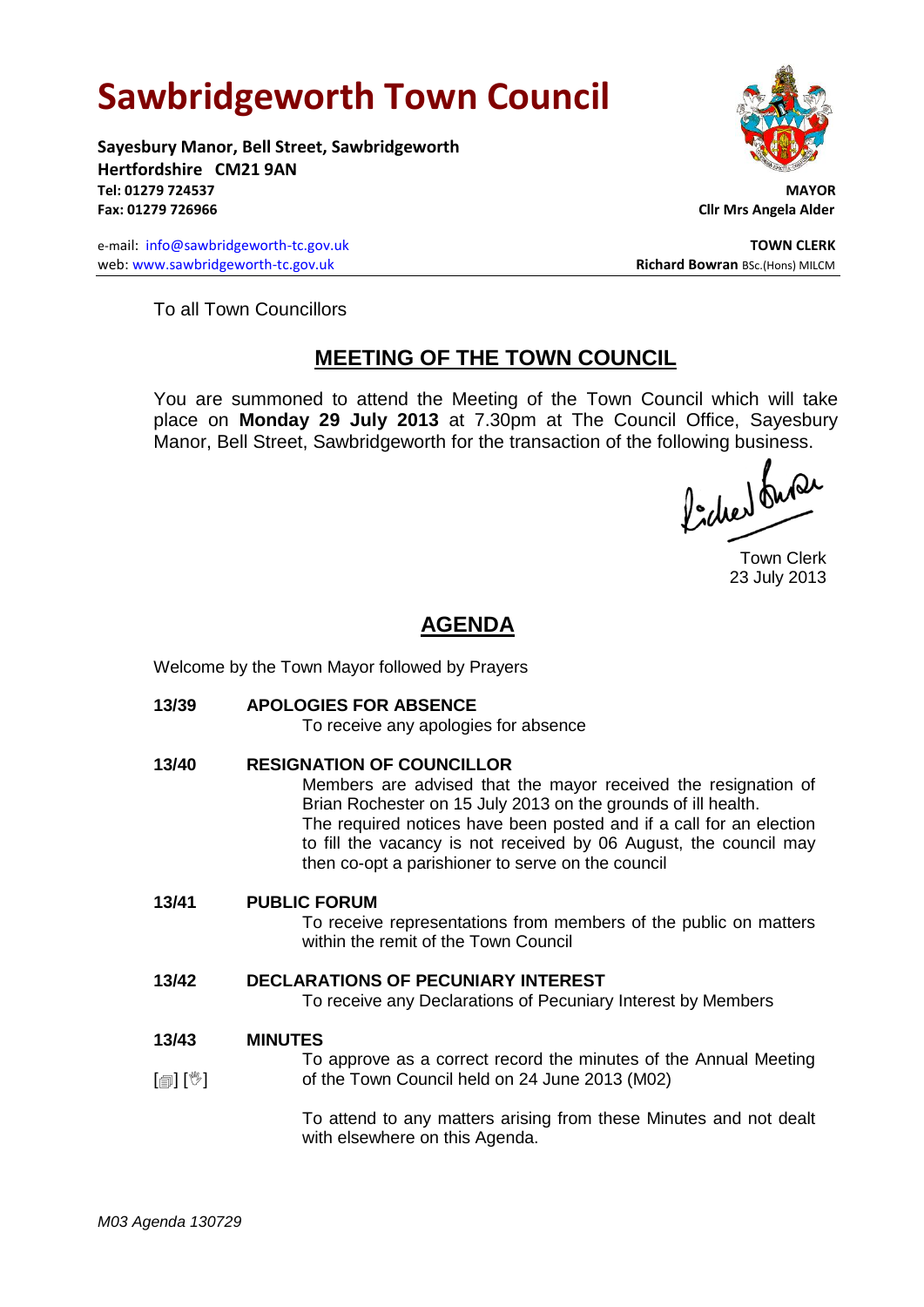# Sawbridgeworth Town Council

**Sayesbury Manor, Bell Street, Sawbridgeworth**
**Hertfordshire CM21 9AN**
**Tel: 01279 724537**
**Fax: 01279 726966**

**MAYOR**
**Cllr Mrs Angela Alder**

e-mail: info@sawbridgeworth-tc.gov.uk
web: www.sawbridgeworth-tc.gov.uk

**TOWN CLERK**
**Richard Bowran** BSc.(Hons) MILCM

To all Town Councillors

## MEETING OF THE TOWN COUNCIL

You are summoned to attend the Meeting of the Town Council which will take place on **Monday 29 July 2013** at 7.30pm at The Council Office, Sayesbury Manor, Bell Street, Sawbridgeworth for the transaction of the following business.

Town Clerk
23 July 2013

## AGENDA

Welcome by the Town Mayor followed by Prayers

**13/39 APOLOGIES FOR ABSENCE**

To receive any apologies for absence

**13/40 RESIGNATION OF COUNCILLOR**

Members are advised that the mayor received the resignation of Brian Rochester on 15 July 2013 on the grounds of ill health.
The required notices have been posted and if a call for an election to fill the vacancy is not received by 06 August, the council may then co-opt a parishioner to serve on the council

**13/41 PUBLIC FORUM**

To receive representations from members of the public on matters within the remit of the Town Council

**13/42 DECLARATIONS OF PECUNIARY INTEREST**

To receive any Declarations of Pecuniary Interest by Members

**13/43 MINUTES**

[🗐] [👋] To approve as a correct record the minutes of the Annual Meeting of the Town Council held on 24 June 2013 (M02)

To attend to any matters arising from these Minutes and not dealt with elsewhere on this Agenda.

*M03 Agenda 130729*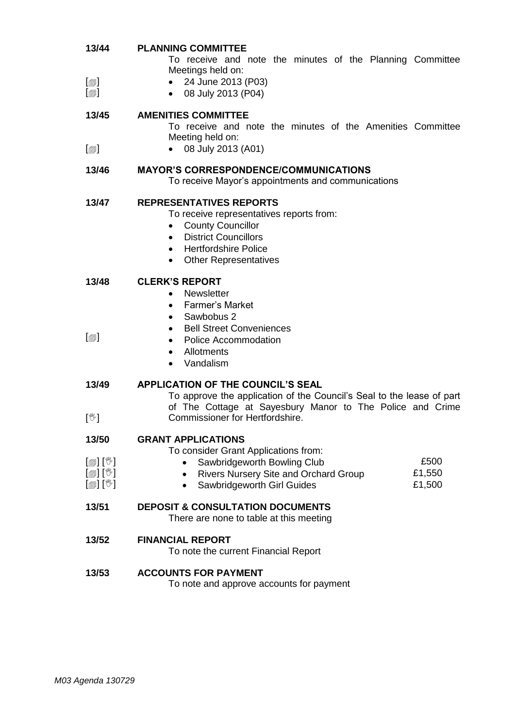**13/44 PLANNING COMMITTEE**

To receive and note the minutes of the Planning Committee Meetings held on:

[🗐] • 24 June 2013 (P03)
[🗐] • 08 July 2013 (P04)

**13/45 AMENITIES COMMITTEE**

To receive and note the minutes of the Amenities Committee Meeting held on:

[🗐] • 08 July 2013 (A01)

**13/46 MAYOR'S CORRESPONDENCE/COMMUNICATIONS**

To receive Mayor's appointments and communications

**13/47 REPRESENTATIVES REPORTS**

To receive representatives reports from:

- County Councillor
- District Councillors
- Hertfordshire Police
- Other Representatives

**13/48 CLERK'S REPORT**

- Newsletter
- Farmer's Market
- Sawbobus 2
- Bell Street Conveniences
- [🗐] Police Accommodation
- Allotments
- Vandalism

**13/49 APPLICATION OF THE COUNCIL'S SEAL**

To approve the application of the Council's Seal to the lease of part of The Cottage at Sayesbury Manor to The Police and Crime Commissioner for Hertfordshire. [✋]

**13/50 GRANT APPLICATIONS**

To consider Grant Applications from:

| | | |
|---|---|---|
| [🗐] [✋] | • Sawbridgeworth Bowling Club | £500 |
| [🗐] [✋] | • Rivers Nursery Site and Orchard Group | £1,550 |
| [🗐] [✋] | • Sawbridgeworth Girl Guides | £1,500 |

**13/51 DEPOSIT & CONSULTATION DOCUMENTS**

There are none to table at this meeting

**13/52 FINANCIAL REPORT**

To note the current Financial Report

**13/53 ACCOUNTS FOR PAYMENT**

To note and approve accounts for payment